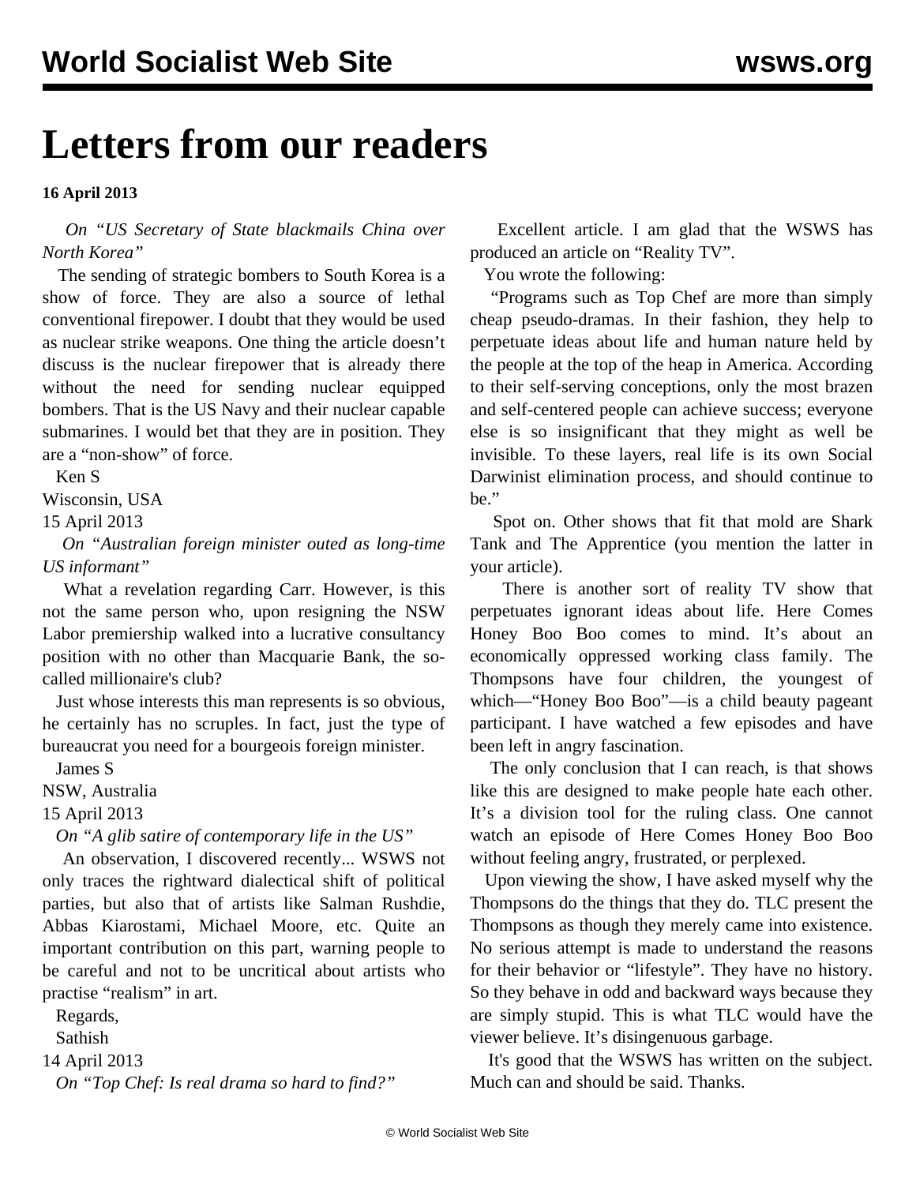# Letters from our readers

**16 April 2013**

*On "US Secretary of State blackmails China over North Korea"*

The sending of strategic bombers to South Korea is a show of force. They are also a source of lethal conventional firepower. I doubt that they would be used as nuclear strike weapons. One thing the article doesn't discuss is the nuclear firepower that is already there without the need for sending nuclear equipped bombers. That is the US Navy and their nuclear capable submarines. I would bet that they are in position. They are a "non-show" of force.

Ken S
Wisconsin, USA
15 April 2013

*On "Australian foreign minister outed as long-time US informant"*

What a revelation regarding Carr. However, is this not the same person who, upon resigning the NSW Labor premiership walked into a lucrative consultancy position with no other than Macquarie Bank, the so-called millionaire's club?

Just whose interests this man represents is so obvious, he certainly has no scruples. In fact, just the type of bureaucrat you need for a bourgeois foreign minister.

James S
NSW, Australia
15 April 2013

*On "A glib satire of contemporary life in the US"*

An observation, I discovered recently... WSWS not only traces the rightward dialectical shift of political parties, but also that of artists like Salman Rushdie, Abbas Kiarostami, Michael Moore, etc. Quite an important contribution on this part, warning people to be careful and not to be uncritical about artists who practise "realism" in art.

Regards,
Sathish
14 April 2013

*On "Top Chef: Is real drama so hard to find?"*

Excellent article. I am glad that the WSWS has produced an article on "Reality TV".

You wrote the following:

"Programs such as Top Chef are more than simply cheap pseudo-dramas. In their fashion, they help to perpetuate ideas about life and human nature held by the people at the top of the heap in America. According to their self-serving conceptions, only the most brazen and self-centered people can achieve success; everyone else is so insignificant that they might as well be invisible. To these layers, real life is its own Social Darwinist elimination process, and should continue to be."

Spot on. Other shows that fit that mold are Shark Tank and The Apprentice (you mention the latter in your article).

There is another sort of reality TV show that perpetuates ignorant ideas about life. Here Comes Honey Boo Boo comes to mind. It's about an economically oppressed working class family. The Thompsons have four children, the youngest of which—"Honey Boo Boo"—is a child beauty pageant participant. I have watched a few episodes and have been left in angry fascination.

The only conclusion that I can reach, is that shows like this are designed to make people hate each other. It's a division tool for the ruling class. One cannot watch an episode of Here Comes Honey Boo Boo without feeling angry, frustrated, or perplexed.

Upon viewing the show, I have asked myself why the Thompsons do the things that they do. TLC present the Thompsons as though they merely came into existence. No serious attempt is made to understand the reasons for their behavior or "lifestyle". They have no history. So they behave in odd and backward ways because they are simply stupid. This is what TLC would have the viewer believe. It's disingenuous garbage.

It's good that the WSWS has written on the subject. Much can and should be said. Thanks.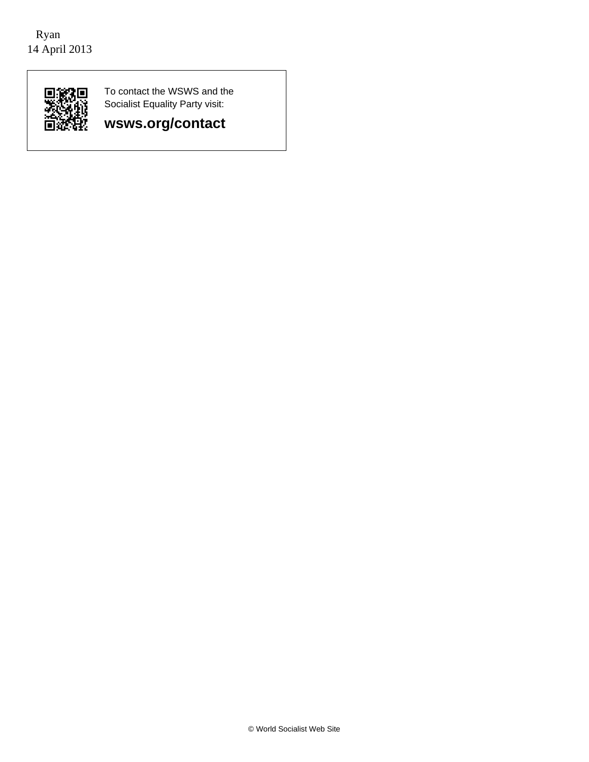Ryan
14 April 2013

To contact the WSWS and the Socialist Equality Party visit:

**wsws.org/contact**